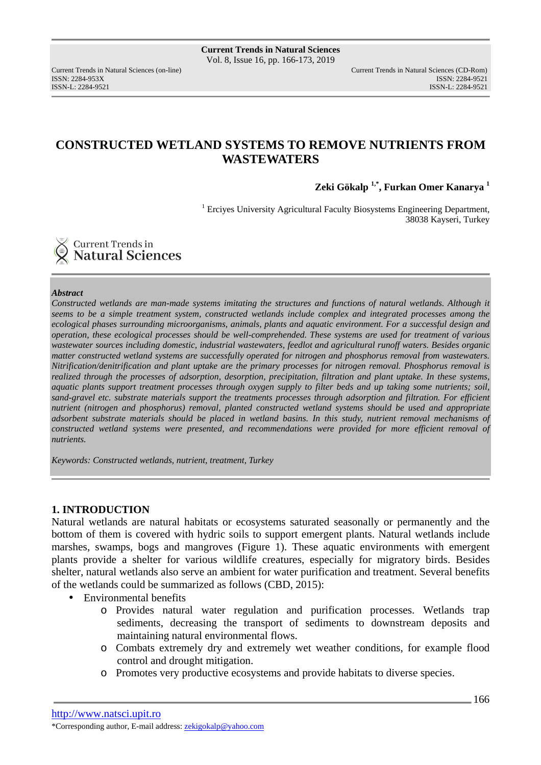# CONSTRUCTED WETLAND SYSTEMS TO REMOVE NUTRIENTS FROM WASTEWATERS

**Zeki Gökalp [1,*], Furkan Omer Kanarya [1]**

[1] Erciyes University Agricultural Faculty Biosystems Engineering Department, 38038 Kayseri, Turkey

***Abstract***

*Constructed wetlands are man-made systems imitating the structures and functions of natural wetlands. Although it seems to be a simple treatment system, constructed wetlands include complex and integrated processes among the ecological phases surrounding microorganisms, animals, plants and aquatic environment. For a successful design and operation, these ecological processes should be well-comprehended. These systems are used for treatment of various wastewater sources including domestic, industrial wastewaters, feedlot and agricultural runoff waters. Besides organic matter constructed wetland systems are successfully operated for nitrogen and phosphorus removal from wastewaters. Nitrification/denitrification and plant uptake are the primary processes for nitrogen removal. Phosphorus removal is realized through the processes of adsorption, desorption, precipitation, filtration and plant uptake. In these systems, aquatic plants support treatment processes through oxygen supply to filter beds and up taking some nutrients; soil, sand-gravel etc. substrate materials support the treatments processes through adsorption and filtration. For efficient nutrient (nitrogen and phosphorus) removal, planted constructed wetland systems should be used and appropriate adsorbent substrate materials should be placed in wetland basins. In this study, nutrient removal mechanisms of constructed wetland systems were presented, and recommendations were provided for more efficient removal of nutrients.*

*Keywords: Constructed wetlands, nutrient, treatment, Turkey*

## 1. INTRODUCTION

Natural wetlands are natural habitats or ecosystems saturated seasonally or permanently and the bottom of them is covered with hydric soils to support emergent plants. Natural wetlands include marshes, swamps, bogs and mangroves (Figure 1). These aquatic environments with emergent plants provide a shelter for various wildlife creatures, especially for migratory birds. Besides shelter, natural wetlands also serve an ambient for water purification and treatment. Several benefits of the wetlands could be summarized as follows (CBD, 2015):

- Environmental benefits
  - Provides natural water regulation and purification processes. Wetlands trap sediments, decreasing the transport of sediments to downstream deposits and maintaining natural environmental flows.
  - Combats extremely dry and extremely wet weather conditions, for example flood control and drought mitigation.
  - Promotes very productive ecosystems and provide habitats to diverse species.

*Corresponding author, E-mail address: zekigokalp@yahoo.com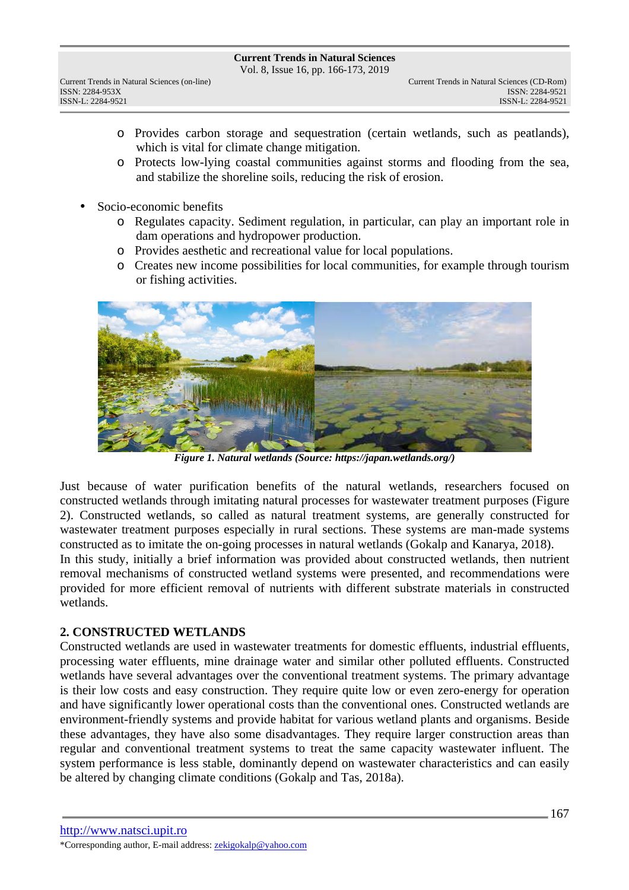- Provides carbon storage and sequestration (certain wetlands, such as peatlands), which is vital for climate change mitigation.
- Protects low-lying coastal communities against storms and flooding from the sea, and stabilize the shoreline soils, reducing the risk of erosion.

- Socio-economic benefits
  - Regulates capacity. Sediment regulation, in particular, can play an important role in dam operations and hydropower production.
  - Provides aesthetic and recreational value for local populations.
  - Creates new income possibilities for local communities, for example through tourism or fishing activities.

***Figure 1. Natural wetlands (Source: https://japan.wetlands.org/)***

Just because of water purification benefits of the natural wetlands, researchers focused on constructed wetlands through imitating natural processes for wastewater treatment purposes (Figure 2). Constructed wetlands, so called as natural treatment systems, are generally constructed for wastewater treatment purposes especially in rural sections. These systems are man-made systems constructed as to imitate the on-going processes in natural wetlands (Gokalp and Kanarya, 2018).
In this study, initially a brief information was provided about constructed wetlands, then nutrient removal mechanisms of constructed wetland systems were presented, and recommendations were provided for more efficient removal of nutrients with different substrate materials in constructed wetlands.

## 2. CONSTRUCTED WETLANDS

Constructed wetlands are used in wastewater treatments for domestic effluents, industrial effluents, processing water effluents, mine drainage water and similar other polluted effluents. Constructed wetlands have several advantages over the conventional treatment systems. The primary advantage is their low costs and easy construction. They require quite low or even zero-energy for operation and have significantly lower operational costs than the conventional ones. Constructed wetlands are environment-friendly systems and provide habitat for various wetland plants and organisms. Beside these advantages, they have also some disadvantages. They require larger construction areas than regular and conventional treatment systems to treat the same capacity wastewater influent. The system performance is less stable, dominantly depend on wastewater characteristics and can easily be altered by changing climate conditions (Gokalp and Tas, 2018a).

http://www.natsci.upit.ro
*Corresponding author, E-mail address: zekigokalp@yahoo.com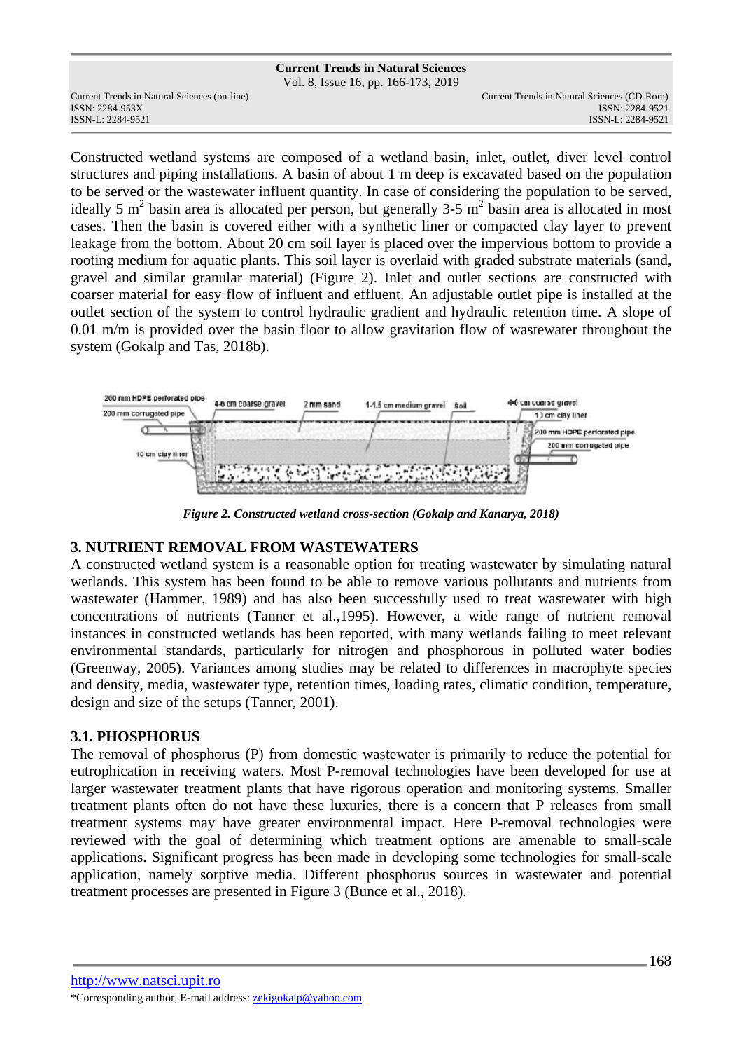Constructed wetland systems are composed of a wetland basin, inlet, outlet, diver level control structures and piping installations. A basin of about 1 m deep is excavated based on the population to be served or the wastewater influent quantity. In case of considering the population to be served, ideally 5 $m^2$ basin area is allocated per person, but generally 3-5 $m^2$ basin area is allocated in most cases. Then the basin is covered either with a synthetic liner or compacted clay layer to prevent leakage from the bottom. About 20 cm soil layer is placed over the impervious bottom to provide a rooting medium for aquatic plants. This soil layer is overlaid with graded substrate materials (sand, gravel and similar granular material) (Figure 2). Inlet and outlet sections are constructed with coarser material for easy flow of influent and effluent. An adjustable outlet pipe is installed at the outlet section of the system to control hydraulic gradient and hydraulic retention time. A slope of 0.01 m/m is provided over the basin floor to allow gravitation flow of wastewater throughout the system (Gokalp and Tas, 2018b).

*Figure 2. Constructed wetland cross-section (Gokalp and Kanarya, 2018)*

## 3. NUTRIENT REMOVAL FROM WASTEWATERS

A constructed wetland system is a reasonable option for treating wastewater by simulating natural wetlands. This system has been found to be able to remove various pollutants and nutrients from wastewater (Hammer, 1989) and has also been successfully used to treat wastewater with high concentrations of nutrients (Tanner et al.,1995). However, a wide range of nutrient removal instances in constructed wetlands has been reported, with many wetlands failing to meet relevant environmental standards, particularly for nitrogen and phosphorous in polluted water bodies (Greenway, 2005). Variances among studies may be related to differences in macrophyte species and density, media, wastewater type, retention times, loading rates, climatic condition, temperature, design and size of the setups (Tanner, 2001).

### 3.1. PHOSPHORUS

The removal of phosphorus (P) from domestic wastewater is primarily to reduce the potential for eutrophication in receiving waters. Most P-removal technologies have been developed for use at larger wastewater treatment plants that have rigorous operation and monitoring systems. Smaller treatment plants often do not have these luxuries, there is a concern that P releases from small treatment systems may have greater environmental impact. Here P-removal technologies were reviewed with the goal of determining which treatment options are amenable to small-scale applications. Significant progress has been made in developing some technologies for small-scale application, namely sorptive media. Different phosphorus sources in wastewater and potential treatment processes are presented in Figure 3 (Bunce et al., 2018).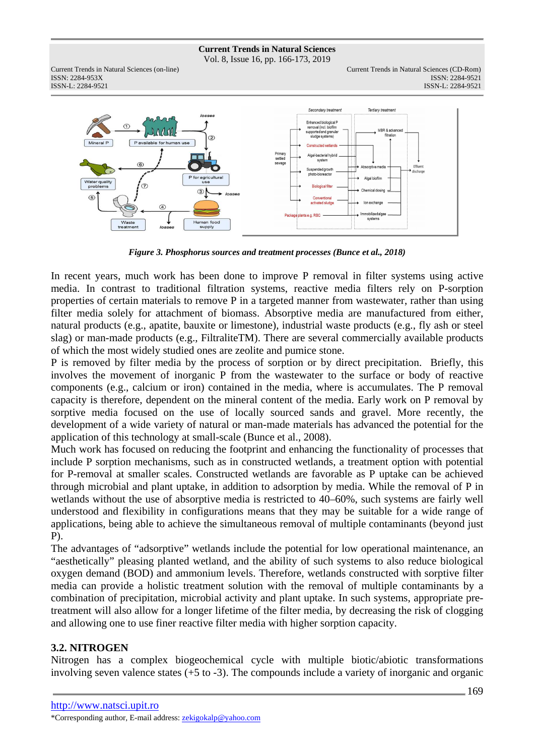*Figure 3. Phosphorus sources and treatment processes (Bunce et al., 2018)*

In recent years, much work has been done to improve P removal in filter systems using active media. In contrast to traditional filtration systems, reactive media filters rely on P-sorption properties of certain materials to remove P in a targeted manner from wastewater, rather than using filter media solely for attachment of biomass. Absorptive media are manufactured from either, natural products (e.g., apatite, bauxite or limestone), industrial waste products (e.g., fly ash or steel slag) or man-made products (e.g., FiltraliteTM). There are several commercially available products of which the most widely studied ones are zeolite and pumice stone.

P is removed by filter media by the process of sorption or by direct precipitation. Briefly, this involves the movement of inorganic P from the wastewater to the surface or body of reactive components (e.g., calcium or iron) contained in the media, where is accumulates. The P removal capacity is therefore, dependent on the mineral content of the media. Early work on P removal by sorptive media focused on the use of locally sourced sands and gravel. More recently, the development of a wide variety of natural or man-made materials has advanced the potential for the application of this technology at small-scale (Bunce et al., 2008).

Much work has focused on reducing the footprint and enhancing the functionality of processes that include P sorption mechanisms, such as in constructed wetlands, a treatment option with potential for P-removal at smaller scales. Constructed wetlands are favorable as P uptake can be achieved through microbial and plant uptake, in addition to adsorption by media. While the removal of P in wetlands without the use of absorptive media is restricted to 40–60%, such systems are fairly well understood and flexibility in configurations means that they may be suitable for a wide range of applications, being able to achieve the simultaneous removal of multiple contaminants (beyond just P).

The advantages of "adsorptive" wetlands include the potential for low operational maintenance, an "aesthetically" pleasing planted wetland, and the ability of such systems to also reduce biological oxygen demand (BOD) and ammonium levels. Therefore, wetlands constructed with sorptive filter media can provide a holistic treatment solution with the removal of multiple contaminants by a combination of precipitation, microbial activity and plant uptake. In such systems, appropriate pre-treatment will also allow for a longer lifetime of the filter media, by decreasing the risk of clogging and allowing one to use finer reactive filter media with higher sorption capacity.

### 3.2. NITROGEN

Nitrogen has a complex biogeochemical cycle with multiple biotic/abiotic transformations involving seven valence states (+5 to -3). The compounds include a variety of inorganic and organic

http://www.natsci.upit.ro

*Corresponding author, E-mail address: zekigokalp@yahoo.com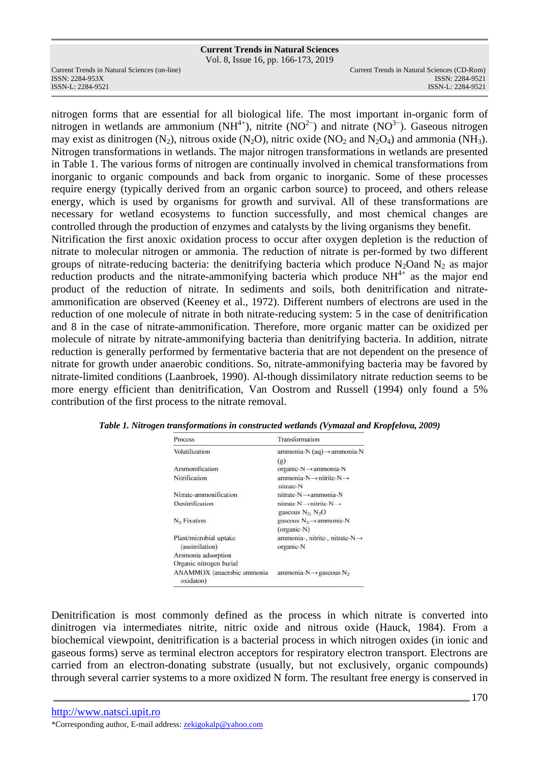nitrogen forms that are essential for all biological life. The most important in-organic form of nitrogen in wetlands are ammonium ($NH^{4+}$), nitrite ($NO^{2-}$) and nitrate ($NO^{3-}$). Gaseous nitrogen may exist as dinitrogen ($N_2$), nitrous oxide ($N_2O$), nitric oxide ($NO_2$ and $N_2O_4$) and ammonia ($NH_3$). Nitrogen transformations in wetlands. The major nitrogen transformations in wetlands are presented in Table 1. The various forms of nitrogen are continually involved in chemical transformations from inorganic to organic compounds and back from organic to inorganic. Some of these processes require energy (typically derived from an organic carbon source) to proceed, and others release energy, which is used by organisms for growth and survival. All of these transformations are necessary for wetland ecosystems to function successfully, and most chemical changes are controlled through the production of enzymes and catalysts by the living organisms they benefit.

Nitrification the first anoxic oxidation process to occur after oxygen depletion is the reduction of nitrate to molecular nitrogen or ammonia. The reduction of nitrate is per-formed by two different groups of nitrate-reducing bacteria: the denitrifying bacteria which produce $N_2O$and $N_2$ as major reduction products and the nitrate-ammonifying bacteria which produce $NH^{4+}$ as the major end product of the reduction of nitrate. In sediments and soils, both denitrification and nitrate-ammonification are observed (Keeney et al., 1972). Different numbers of electrons are used in the reduction of one molecule of nitrate in both nitrate-reducing system: 5 in the case of denitrification and 8 in the case of nitrate-ammonification. Therefore, more organic matter can be oxidized per molecule of nitrate by nitrate-ammonifying bacteria than denitrifying bacteria. In addition, nitrate reduction is generally performed by fermentative bacteria that are not dependent on the presence of nitrate for growth under anaerobic conditions. So, nitrate-ammonifying bacteria may be favored by nitrate-limited conditions (Laanbroek, 1990). Al-though dissimilatory nitrate reduction seems to be more energy efficient than denitrification, Van Oostrom and Russell (1994) only found a 5% contribution of the first process to the nitrate removal.

***Table 1. Nitrogen transformations in constructed wetlands (Vymazal and Kropfelova, 2009)***

| Process | Transformation |
|---|---|
| Volatilization | ammonia-N (aq) → ammonia-N (g) |
| Ammonification | organic-N → ammonia-N |
| Nitrification | ammonia-N → nitrite-N → nitrate-N |
| Nitrate-ammonification | nitrate-N → ammonia-N |
| Denitrification | nitrate-N → nitrite-N → gaseous $N_2$, $N_2O$ |
| $N_2$ Fixation | gaseous $N_2$ → ammonia-N (organic-N) |
| Plant/microbial uptake (assimilation) | ammonia-, nitrite-, nitrate-N → organic-N |
| Ammonia adsorption | |
| Organic nitrogen burial | |
| ANAMMOX (anaerobic ammonia oxidaton) | ammonia-N → gaseous $N_2$ |

Denitrification is most commonly defined as the process in which nitrate is converted into dinitrogen via intermediates nitrite, nitric oxide and nitrous oxide (Hauck, 1984). From a biochemical viewpoint, denitrification is a bacterial process in which nitrogen oxides (in ionic and gaseous forms) serve as terminal electron acceptors for respiratory electron transport. Electrons are carried from an electron-donating substrate (usually, but not exclusively, organic compounds) through several carrier systems to a more oxidized N form. The resultant free energy is conserved in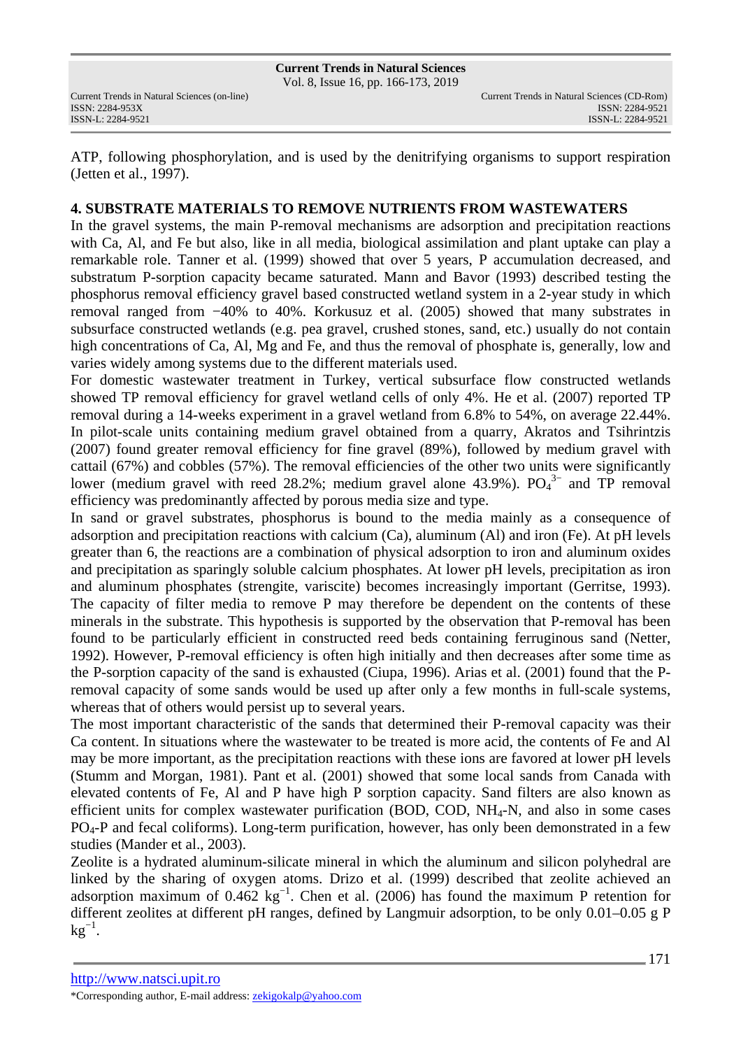ATP, following phosphorylation, and is used by the denitrifying organisms to support respiration (Jetten et al., 1997).

## 4. SUBSTRATE MATERIALS TO REMOVE NUTRIENTS FROM WASTEWATERS

In the gravel systems, the main P-removal mechanisms are adsorption and precipitation reactions with Ca, Al, and Fe but also, like in all media, biological assimilation and plant uptake can play a remarkable role. Tanner et al. (1999) showed that over 5 years, P accumulation decreased, and substratum P-sorption capacity became saturated. Mann and Bavor (1993) described testing the phosphorus removal efficiency gravel based constructed wetland system in a 2-year study in which removal ranged from −40% to 40%. Korkusuz et al. (2005) showed that many substrates in subsurface constructed wetlands (e.g. pea gravel, crushed stones, sand, etc.) usually do not contain high concentrations of Ca, Al, Mg and Fe, and thus the removal of phosphate is, generally, low and varies widely among systems due to the different materials used.

For domestic wastewater treatment in Turkey, vertical subsurface flow constructed wetlands showed TP removal efficiency for gravel wetland cells of only 4%. He et al. (2007) reported TP removal during a 14-weeks experiment in a gravel wetland from 6.8% to 54%, on average 22.44%. In pilot-scale units containing medium gravel obtained from a quarry, Akratos and Tsihrintzis (2007) found greater removal efficiency for fine gravel (89%), followed by medium gravel with cattail (67%) and cobbles (57%). The removal efficiencies of the other two units were significantly lower (medium gravel with reed 28.2%; medium gravel alone 43.9%). $PO_4^{3-}$ and TP removal efficiency was predominantly affected by porous media size and type.

In sand or gravel substrates, phosphorus is bound to the media mainly as a consequence of adsorption and precipitation reactions with calcium (Ca), aluminum (Al) and iron (Fe). At pH levels greater than 6, the reactions are a combination of physical adsorption to iron and aluminum oxides and precipitation as sparingly soluble calcium phosphates. At lower pH levels, precipitation as iron and aluminum phosphates (strengite, variscite) becomes increasingly important (Gerritse, 1993). The capacity of filter media to remove P may therefore be dependent on the contents of these minerals in the substrate. This hypothesis is supported by the observation that P-removal has been found to be particularly efficient in constructed reed beds containing ferruginous sand (Netter, 1992). However, P-removal efficiency is often high initially and then decreases after some time as the P-sorption capacity of the sand is exhausted (Ciupa, 1996). Arias et al. (2001) found that the P-removal capacity of some sands would be used up after only a few months in full-scale systems, whereas that of others would persist up to several years.

The most important characteristic of the sands that determined their P-removal capacity was their Ca content. In situations where the wastewater to be treated is more acid, the contents of Fe and Al may be more important, as the precipitation reactions with these ions are favored at lower pH levels (Stumm and Morgan, 1981). Pant et al. (2001) showed that some local sands from Canada with elevated contents of Fe, Al and P have high P sorption capacity. Sand filters are also known as efficient units for complex wastewater purification (BOD, COD, $NH_4$-N, and also in some cases $PO_4$-P and fecal coliforms). Long-term purification, however, has only been demonstrated in a few studies (Mander et al., 2003).

Zeolite is a hydrated aluminum-silicate mineral in which the aluminum and silicon polyhedral are linked by the sharing of oxygen atoms. Drizo et al. (1999) described that zeolite achieved an adsorption maximum of 0.462 $kg^{-1}$. Chen et al. (2006) has found the maximum P retention for different zeolites at different pH ranges, defined by Langmuir adsorption, to be only 0.01–0.05 g P $kg^{-1}$.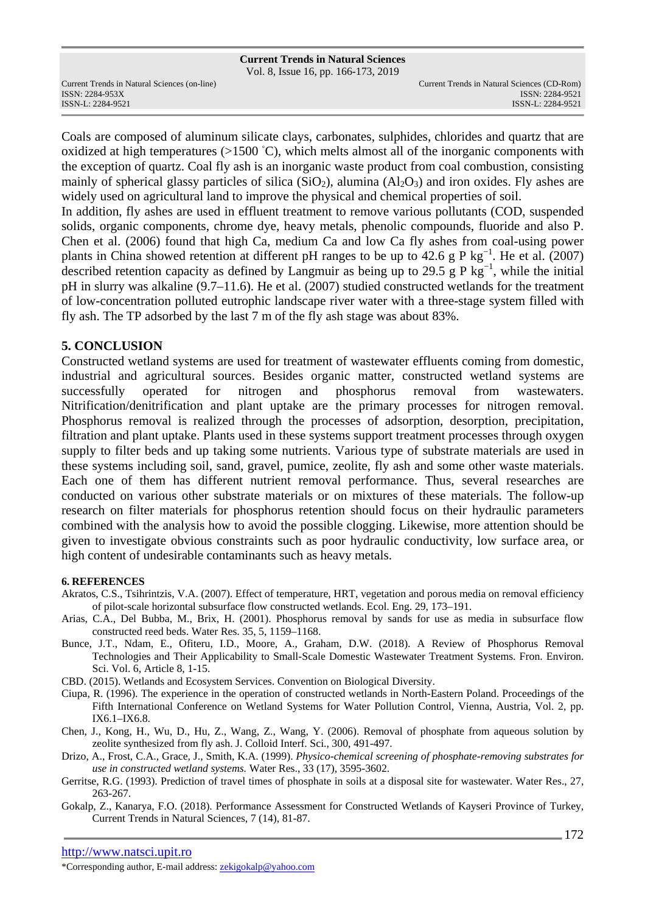Coals are composed of aluminum silicate clays, carbonates, sulphides, chlorides and quartz that are oxidized at high temperatures (>1500 ˚C), which melts almost all of the inorganic components with the exception of quartz. Coal fly ash is an inorganic waste product from coal combustion, consisting mainly of spherical glassy particles of silica ($SiO_2$), alumina ($Al_2O_3$) and iron oxides. Fly ashes are widely used on agricultural land to improve the physical and chemical properties of soil.

In addition, fly ashes are used in effluent treatment to remove various pollutants (COD, suspended solids, organic components, chrome dye, heavy metals, phenolic compounds, fluoride and also P. Chen et al. (2006) found that high Ca, medium Ca and low Ca fly ashes from coal-using power plants in China showed retention at different pH ranges to be up to 42.6 g P $kg^{-1}$. He et al. (2007) described retention capacity as defined by Langmuir as being up to 29.5 g P $kg^{-1}$, while the initial pH in slurry was alkaline (9.7–11.6). He et al. (2007) studied constructed wetlands for the treatment of low-concentration polluted eutrophic landscape river water with a three-stage system filled with fly ash. The TP adsorbed by the last 7 m of the fly ash stage was about 83%.

## 5. CONCLUSION

Constructed wetland systems are used for treatment of wastewater effluents coming from domestic, industrial and agricultural sources. Besides organic matter, constructed wetland systems are successfully operated for nitrogen and phosphorus removal from wastewaters. Nitrification/denitrification and plant uptake are the primary processes for nitrogen removal. Phosphorus removal is realized through the processes of adsorption, desorption, precipitation, filtration and plant uptake. Plants used in these systems support treatment processes through oxygen supply to filter beds and up taking some nutrients. Various type of substrate materials are used in these systems including soil, sand, gravel, pumice, zeolite, fly ash and some other waste materials. Each one of them has different nutrient removal performance. Thus, several researches are conducted on various other substrate materials or on mixtures of these materials. The follow-up research on filter materials for phosphorus retention should focus on their hydraulic parameters combined with the analysis how to avoid the possible clogging. Likewise, more attention should be given to investigate obvious constraints such as poor hydraulic conductivity, low surface area, or high content of undesirable contaminants such as heavy metals.

## 6. REFERENCES

Akratos, C.S., Tsihrintzis, V.A. (2007). Effect of temperature, HRT, vegetation and porous media on removal efficiency of pilot-scale horizontal subsurface flow constructed wetlands. Ecol. Eng. 29, 173–191.

Arias, C.A., Del Bubba, M., Brix, H. (2001). Phosphorus removal by sands for use as media in subsurface flow constructed reed beds. Water Res. 35, 5, 1159–1168.

Bunce, J.T., Ndam, E., Ofiteru, I.D., Moore, A., Graham, D.W. (2018). A Review of Phosphorus Removal Technologies and Their Applicability to Small-Scale Domestic Wastewater Treatment Systems. Fron. Environ. Sci. Vol. 6, Article 8, 1-15.

CBD. (2015). Wetlands and Ecosystem Services. Convention on Biological Diversity.

Ciupa, R. (1996). The experience in the operation of constructed wetlands in North-Eastern Poland. Proceedings of the Fifth International Conference on Wetland Systems for Water Pollution Control, Vienna, Austria, Vol. 2, pp. IX6.1–IX6.8.

Chen, J., Kong, H., Wu, D., Hu, Z., Wang, Z., Wang, Y. (2006). Removal of phosphate from aqueous solution by zeolite synthesized from fly ash. J. Colloid Interf. Sci., 300, 491-497.

Drizo, A., Frost, C.A., Grace, J., Smith, K.A. (1999). *Physico-chemical screening of phosphate-removing substrates for use in constructed wetland systems.* Water Res., 33 (17), 3595-3602.

Gerritse, R.G. (1993). Prediction of travel times of phosphate in soils at a disposal site for wastewater. Water Res., 27, 263-267.

Gokalp, Z., Kanarya, F.O. (2018). Performance Assessment for Constructed Wetlands of Kayseri Province of Turkey, Current Trends in Natural Sciences, 7 (14), 81-87.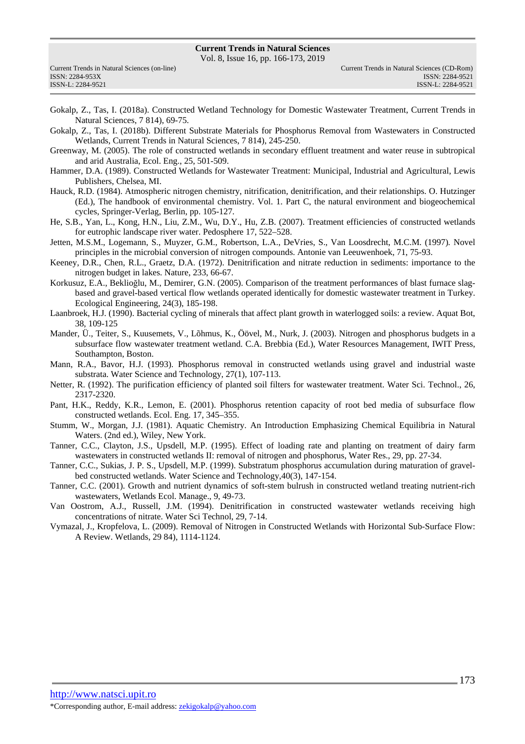Gokalp, Z., Tas, I. (2018a). Constructed Wetland Technology for Domestic Wastewater Treatment, Current Trends in Natural Sciences, 7 814), 69-75.

Gokalp, Z., Tas, I. (2018b). Different Substrate Materials for Phosphorus Removal from Wastewaters in Constructed Wetlands, Current Trends in Natural Sciences, 7 814), 245-250.

Greenway, M. (2005). The role of constructed wetlands in secondary effluent treatment and water reuse in subtropical and arid Australia, Ecol. Eng., 25, 501-509.

Hammer, D.A. (1989). Constructed Wetlands for Wastewater Treatment: Municipal, Industrial and Agricultural, Lewis Publishers, Chelsea, MI.

Hauck, R.D. (1984). Atmospheric nitrogen chemistry, nitrification, denitrification, and their relationships. O. Hutzinger (Ed.), The handbook of environmental chemistry. Vol. 1. Part C, the natural environment and biogeochemical cycles, Springer-Verlag, Berlin, pp. 105-127.

He, S.B., Yan, L., Kong, H.N., Liu, Z.M., Wu, D.Y., Hu, Z.B. (2007). Treatment efficiencies of constructed wetlands for eutrophic landscape river water. Pedosphere 17, 522–528.

Jetten, M.S.M., Logemann, S., Muyzer, G.M., Robertson, L.A., DeVries, S., Van Loosdrecht, M.C.M. (1997). Novel principles in the microbial conversion of nitrogen compounds. Antonie van Leeuwenhoek, 71, 75-93.

Keeney, D.R., Chen, R.L., Graetz, D.A. (1972). Denitrification and nitrate reduction in sediments: importance to the nitrogen budget in lakes. Nature, 233, 66-67.

Korkusuz, E.A., Beklioğlu, M., Demirer, G.N. (2005). Comparison of the treatment performances of blast furnace slag-based and gravel-based vertical flow wetlands operated identically for domestic wastewater treatment in Turkey. Ecological Engineering, 24(3), 185-198.

Laanbroek, H.J. (1990). Bacterial cycling of minerals that affect plant growth in waterlogged soils: a review. Aquat Bot, 38, 109-125

Mander, Ü., Teiter, S., Kuusemets, V., Lõhmus, K., Öövel, M., Nurk, J. (2003). Nitrogen and phosphorus budgets in a subsurface flow wastewater treatment wetland. C.A. Brebbia (Ed.), Water Resources Management, IWIT Press, Southampton, Boston.

Mann, R.A., Bavor, H.J. (1993). Phosphorus removal in constructed wetlands using gravel and industrial waste substrata. Water Science and Technology, 27(1), 107-113.

Netter, R. (1992). The purification efficiency of planted soil filters for wastewater treatment. Water Sci. Technol., 26, 2317-2320.

Pant, H.K., Reddy, K.R., Lemon, E. (2001). Phosphorus retention capacity of root bed media of subsurface flow constructed wetlands. Ecol. Eng. 17, 345–355.

Stumm, W., Morgan, J.J. (1981). Aquatic Chemistry. An Introduction Emphasizing Chemical Equilibria in Natural Waters. (2nd ed.), Wiley, New York.

Tanner, C.C., Clayton, J.S., Upsdell, M.P. (1995). Effect of loading rate and planting on treatment of dairy farm wastewaters in constructed wetlands II: removal of nitrogen and phosphorus, Water Res., 29, pp. 27-34.

Tanner, C.C., Sukias, J. P. S., Upsdell, M.P. (1999). Substratum phosphorus accumulation during maturation of gravel-bed constructed wetlands. Water Science and Technology,40(3), 147-154.

Tanner, C.C. (2001). Growth and nutrient dynamics of soft-stem bulrush in constructed wetland treating nutrient-rich wastewaters, Wetlands Ecol. Manage., 9, 49-73.

Van Oostrom, A.J., Russell, J.M. (1994). Denitrification in constructed wastewater wetlands receiving high concentrations of nitrate. Water Sci Technol, 29, 7-14.

Vymazal, J., Kropfelova, L. (2009). Removal of Nitrogen in Constructed Wetlands with Horizontal Sub-Surface Flow: A Review. Wetlands, 29 84), 1114-1124.